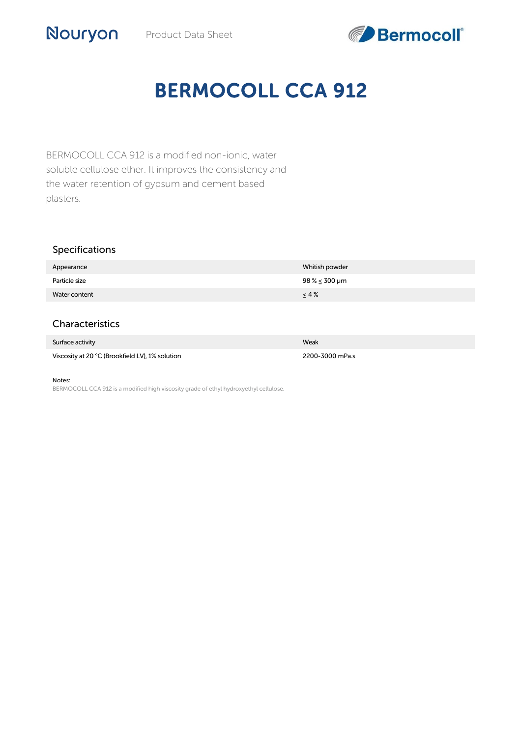Nouryon Product Data Sheet

# BERMOCOLL CCA 912

BERMOCOLL CCA 912 is a modified non-ionic, water soluble cellulose ether. It improves the consistency and the water retention of gypsum and cement based plasters.

## Specifications

| | |
|---|---|
| Appearance | Whitish powder |
| Particle size | 98 % ≤ 300 µm |
| Water content | ≤ 4 % |

## Characteristics

| | |
|---|---|
| Surface activity | Weak |
| Viscosity at 20 °C (Brookfield LV), 1% solution | 2200-3000 mPa.s |

Notes:
BERMOCOLL CCA 912 is a modified high viscosity grade of ethyl hydroxyethyl cellulose.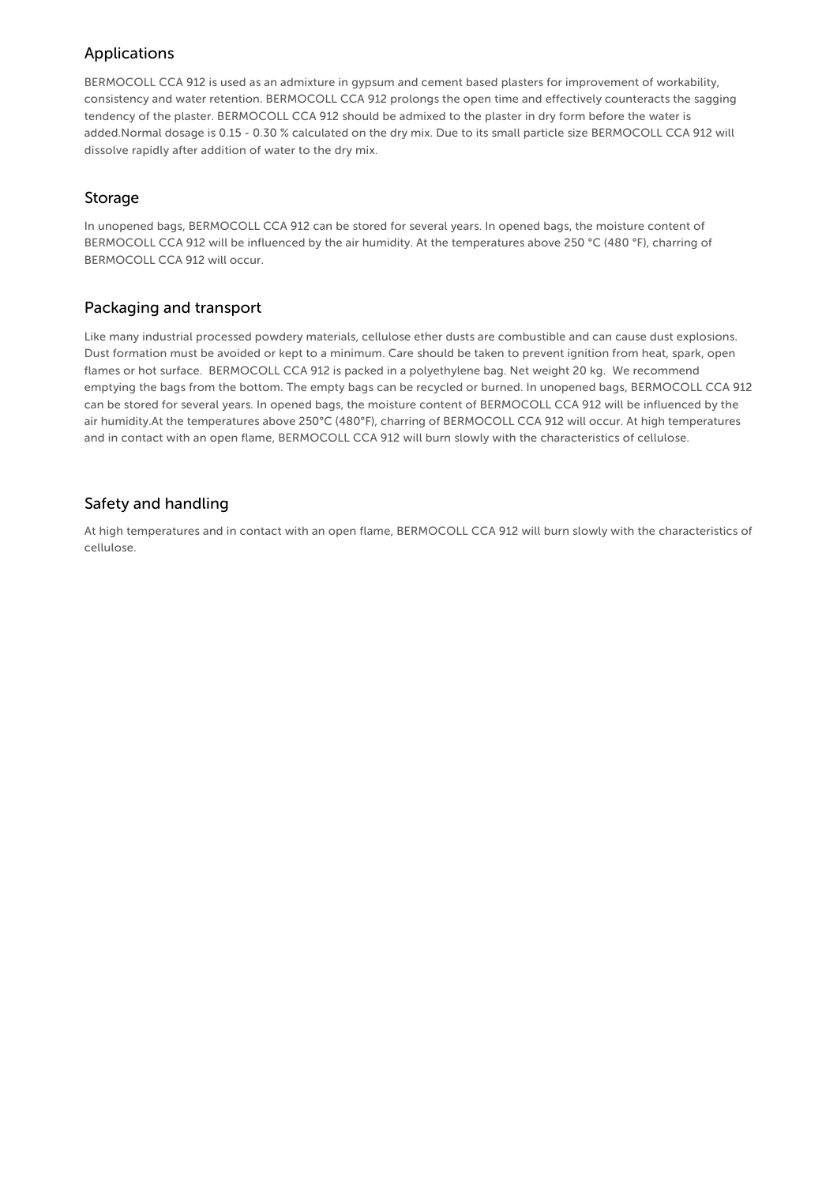## Applications

BERMOCOLL CCA 912 is used as an admixture in gypsum and cement based plasters for improvement of workability, consistency and water retention. BERMOCOLL CCA 912 prolongs the open time and effectively counteracts the sagging tendency of the plaster. BERMOCOLL CCA 912 should be admixed to the plaster in dry form before the water is added.Normal dosage is 0.15 - 0.30 % calculated on the dry mix. Due to its small particle size BERMOCOLL CCA 912 will dissolve rapidly after addition of water to the dry mix.

## Storage

In unopened bags, BERMOCOLL CCA 912 can be stored for several years. In opened bags, the moisture content of BERMOCOLL CCA 912 will be influenced by the air humidity. At the temperatures above 250 °C (480 °F), charring of BERMOCOLL CCA 912 will occur.

## Packaging and transport

Like many industrial processed powdery materials, cellulose ether dusts are combustible and can cause dust explosions. Dust formation must be avoided or kept to a minimum. Care should be taken to prevent ignition from heat, spark, open flames or hot surface. BERMOCOLL CCA 912 is packed in a polyethylene bag. Net weight 20 kg. We recommend emptying the bags from the bottom. The empty bags can be recycled or burned. In unopened bags, BERMOCOLL CCA 912 can be stored for several years. In opened bags, the moisture content of BERMOCOLL CCA 912 will be influenced by the air humidity.At the temperatures above 250°C (480°F), charring of BERMOCOLL CCA 912 will occur. At high temperatures and in contact with an open flame, BERMOCOLL CCA 912 will burn slowly with the characteristics of cellulose.

## Safety and handling

At high temperatures and in contact with an open flame, BERMOCOLL CCA 912 will burn slowly with the characteristics of cellulose.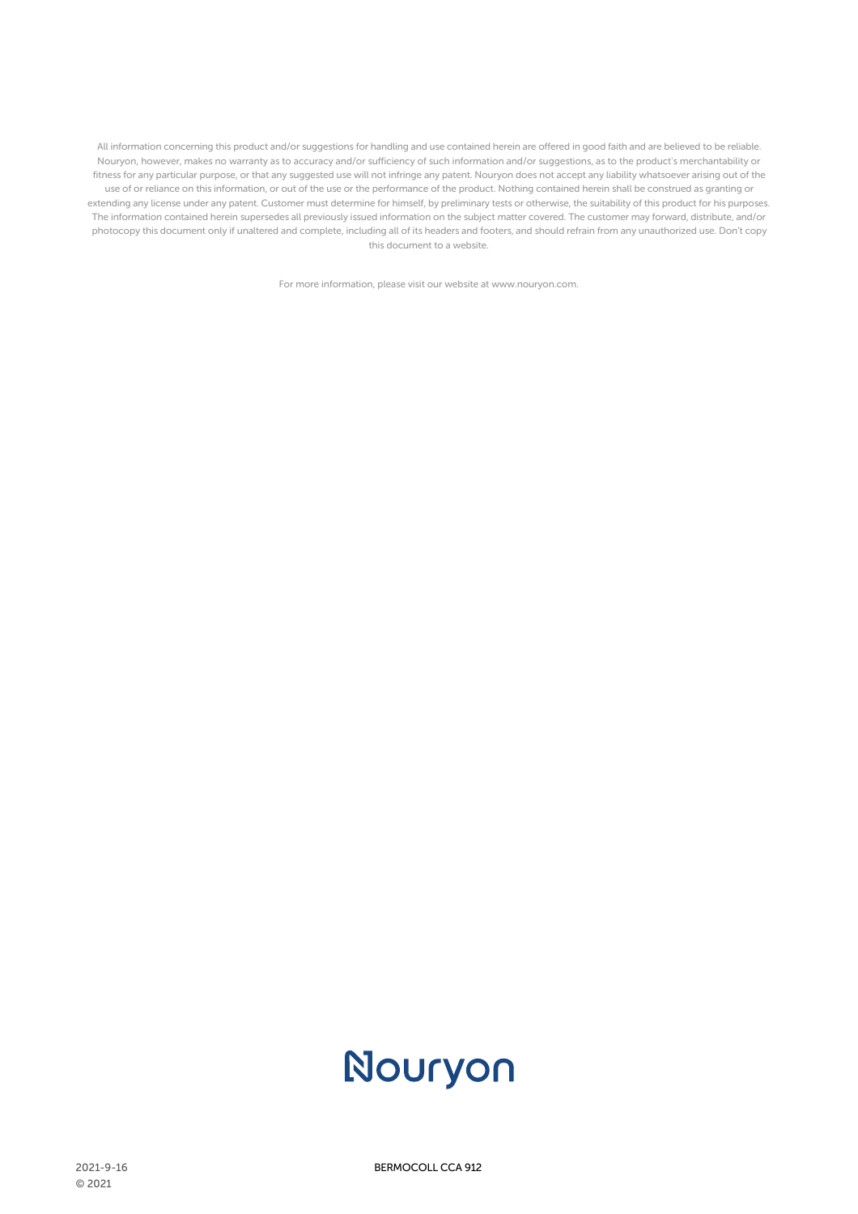All information concerning this product and/or suggestions for handling and use contained herein are offered in good faith and are believed to be reliable. Nouryon, however, makes no warranty as to accuracy and/or sufficiency of such information and/or suggestions, as to the product's merchantability or fitness for any particular purpose, or that any suggested use will not infringe any patent. Nouryon does not accept any liability whatsoever arising out of the use of or reliance on this information, or out of the use or the performance of the product. Nothing contained herein shall be construed as granting or extending any license under any patent. Customer must determine for himself, by preliminary tests or otherwise, the suitability of this product for his purposes. The information contained herein supersedes all previously issued information on the subject matter covered. The customer may forward, distribute, and/or photocopy this document only if unaltered and complete, including all of its headers and footers, and should refrain from any unauthorized use. Don't copy this document to a website.

For more information, please visit our website at www.nouryon.com.

Nouryon

2021-9-16
© 2021

BERMOCOLL CCA 912